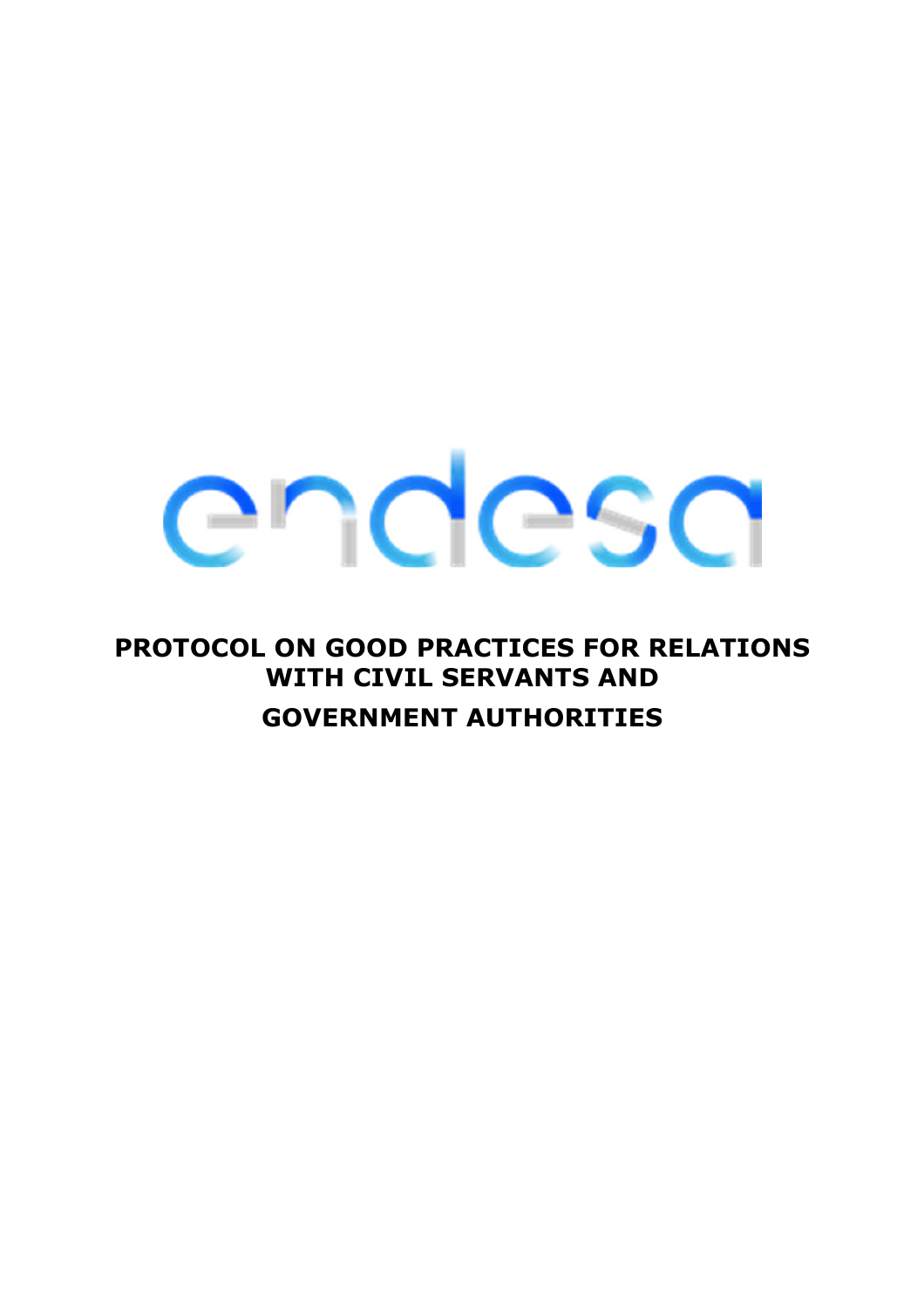# PROTOCOL ON GOOD PRACTICES FOR RELATIONS WITH CIVIL SERVANTS AND GOVERNMENT AUTHORITIES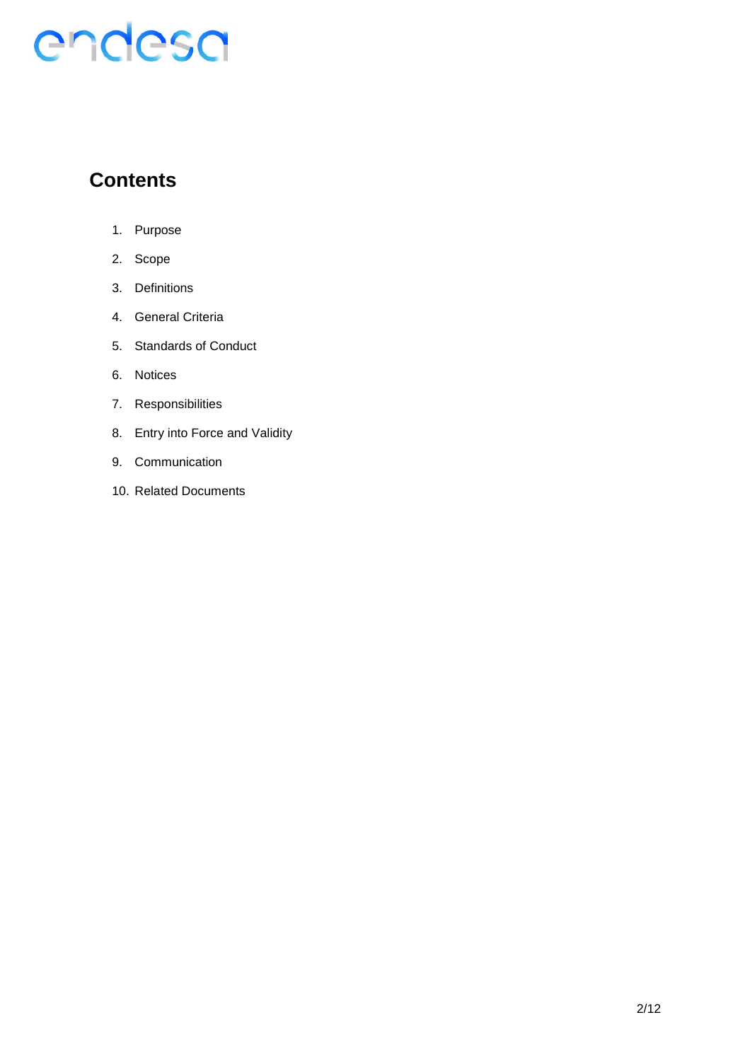## Contents

1. Purpose
2. Scope
3. Definitions
4. General Criteria
5. Standards of Conduct
6. Notices
7. Responsibilities
8. Entry into Force and Validity
9. Communication
10. Related Documents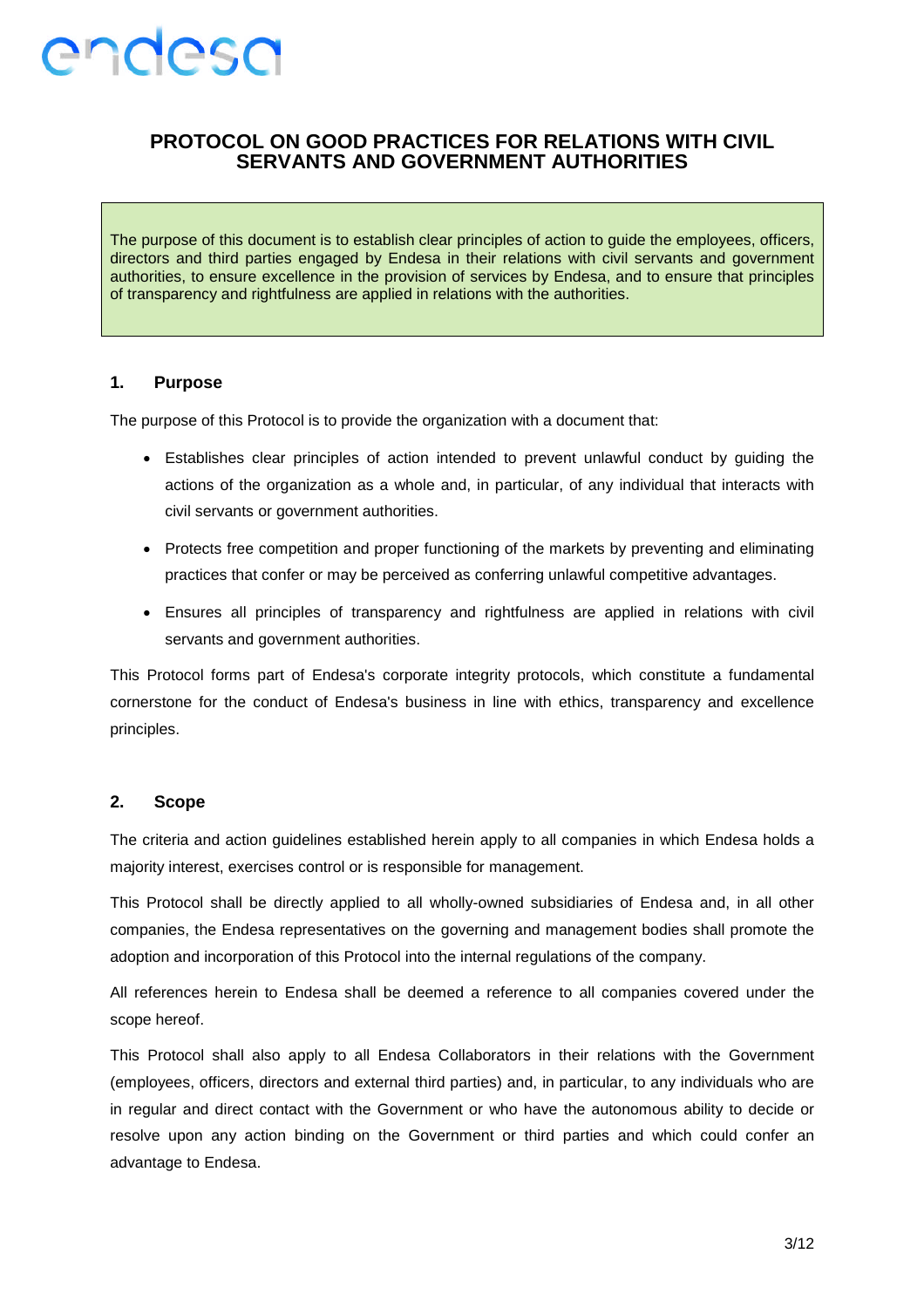# PROTOCOL ON GOOD PRACTICES FOR RELATIONS WITH CIVIL SERVANTS AND GOVERNMENT AUTHORITIES

The purpose of this document is to establish clear principles of action to guide the employees, officers, directors and third parties engaged by Endesa in their relations with civil servants and government authorities, to ensure excellence in the provision of services by Endesa, and to ensure that principles of transparency and rightfulness are applied in relations with the authorities.

## 1. Purpose

The purpose of this Protocol is to provide the organization with a document that:

- Establishes clear principles of action intended to prevent unlawful conduct by guiding the actions of the organization as a whole and, in particular, of any individual that interacts with civil servants or government authorities.
- Protects free competition and proper functioning of the markets by preventing and eliminating practices that confer or may be perceived as conferring unlawful competitive advantages.
- Ensures all principles of transparency and rightfulness are applied in relations with civil servants and government authorities.

This Protocol forms part of Endesa's corporate integrity protocols, which constitute a fundamental cornerstone for the conduct of Endesa's business in line with ethics, transparency and excellence principles.

## 2. Scope

The criteria and action guidelines established herein apply to all companies in which Endesa holds a majority interest, exercises control or is responsible for management.

This Protocol shall be directly applied to all wholly-owned subsidiaries of Endesa and, in all other companies, the Endesa representatives on the governing and management bodies shall promote the adoption and incorporation of this Protocol into the internal regulations of the company.

All references herein to Endesa shall be deemed a reference to all companies covered under the scope hereof.

This Protocol shall also apply to all Endesa Collaborators in their relations with the Government (employees, officers, directors and external third parties) and, in particular, to any individuals who are in regular and direct contact with the Government or who have the autonomous ability to decide or resolve upon any action binding on the Government or third parties and which could confer an advantage to Endesa.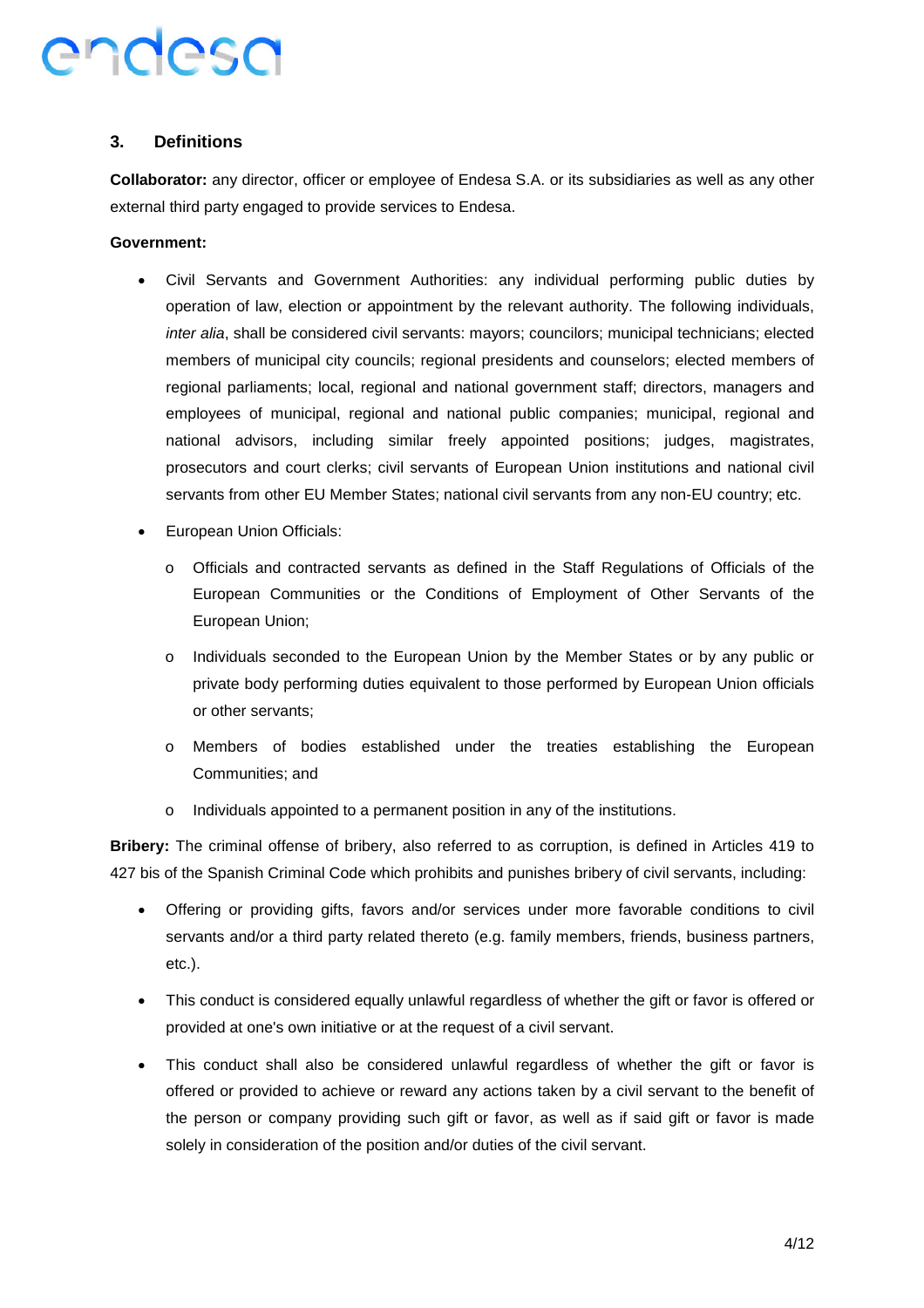## 3. Definitions

**Collaborator:** any director, officer or employee of Endesa S.A. or its subsidiaries as well as any other external third party engaged to provide services to Endesa.

**Government:**

- Civil Servants and Government Authorities: any individual performing public duties by operation of law, election or appointment by the relevant authority. The following individuals, *inter alia*, shall be considered civil servants: mayors; councilors; municipal technicians; elected members of municipal city councils; regional presidents and counselors; elected members of regional parliaments; local, regional and national government staff; directors, managers and employees of municipal, regional and national public companies; municipal, regional and national advisors, including similar freely appointed positions; judges, magistrates, prosecutors and court clerks; civil servants of European Union institutions and national civil servants from other EU Member States; national civil servants from any non-EU country; etc.
- European Union Officials:
  - Officials and contracted servants as defined in the Staff Regulations of Officials of the European Communities or the Conditions of Employment of Other Servants of the European Union;
  - Individuals seconded to the European Union by the Member States or by any public or private body performing duties equivalent to those performed by European Union officials or other servants;
  - Members of bodies established under the treaties establishing the European Communities; and
  - Individuals appointed to a permanent position in any of the institutions.

**Bribery:** The criminal offense of bribery, also referred to as corruption, is defined in Articles 419 to 427 bis of the Spanish Criminal Code which prohibits and punishes bribery of civil servants, including:

- Offering or providing gifts, favors and/or services under more favorable conditions to civil servants and/or a third party related thereto (e.g. family members, friends, business partners, etc.).
- This conduct is considered equally unlawful regardless of whether the gift or favor is offered or provided at one's own initiative or at the request of a civil servant.
- This conduct shall also be considered unlawful regardless of whether the gift or favor is offered or provided to achieve or reward any actions taken by a civil servant to the benefit of the person or company providing such gift or favor, as well as if said gift or favor is made solely in consideration of the position and/or duties of the civil servant.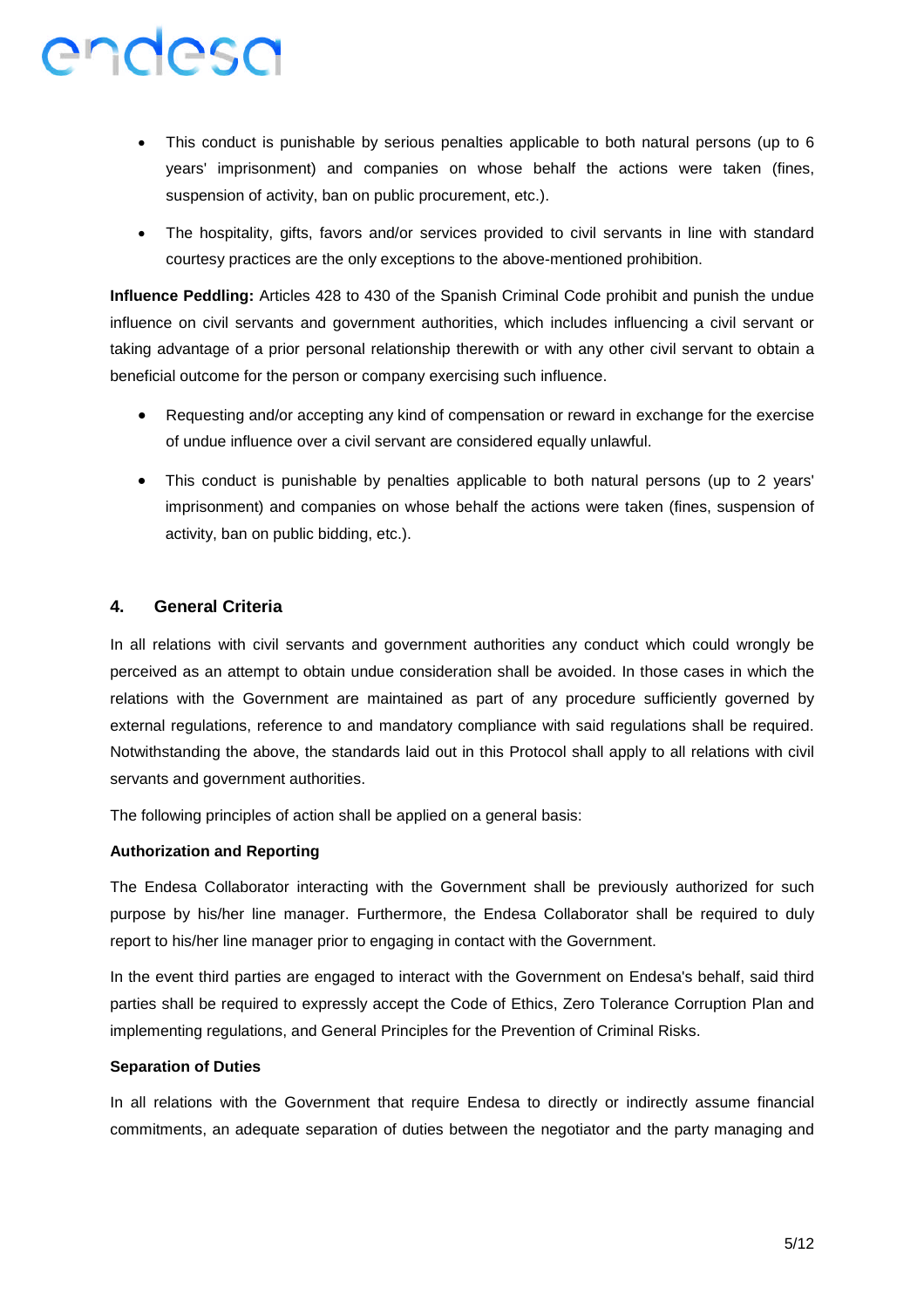- This conduct is punishable by serious penalties applicable to both natural persons (up to 6 years' imprisonment) and companies on whose behalf the actions were taken (fines, suspension of activity, ban on public procurement, etc.).
- The hospitality, gifts, favors and/or services provided to civil servants in line with standard courtesy practices are the only exceptions to the above-mentioned prohibition.

**Influence Peddling:** Articles 428 to 430 of the Spanish Criminal Code prohibit and punish the undue influence on civil servants and government authorities, which includes influencing a civil servant or taking advantage of a prior personal relationship therewith or with any other civil servant to obtain a beneficial outcome for the person or company exercising such influence.

- Requesting and/or accepting any kind of compensation or reward in exchange for the exercise of undue influence over a civil servant are considered equally unlawful.
- This conduct is punishable by penalties applicable to both natural persons (up to 2 years' imprisonment) and companies on whose behalf the actions were taken (fines, suspension of activity, ban on public bidding, etc.).

## 4. General Criteria

In all relations with civil servants and government authorities any conduct which could wrongly be perceived as an attempt to obtain undue consideration shall be avoided. In those cases in which the relations with the Government are maintained as part of any procedure sufficiently governed by external regulations, reference to and mandatory compliance with said regulations shall be required. Notwithstanding the above, the standards laid out in this Protocol shall apply to all relations with civil servants and government authorities.

The following principles of action shall be applied on a general basis:

**Authorization and Reporting**

The Endesa Collaborator interacting with the Government shall be previously authorized for such purpose by his/her line manager. Furthermore, the Endesa Collaborator shall be required to duly report to his/her line manager prior to engaging in contact with the Government.

In the event third parties are engaged to interact with the Government on Endesa's behalf, said third parties shall be required to expressly accept the Code of Ethics, Zero Tolerance Corruption Plan and implementing regulations, and General Principles for the Prevention of Criminal Risks.

**Separation of Duties**

In all relations with the Government that require Endesa to directly or indirectly assume financial commitments, an adequate separation of duties between the negotiator and the party managing and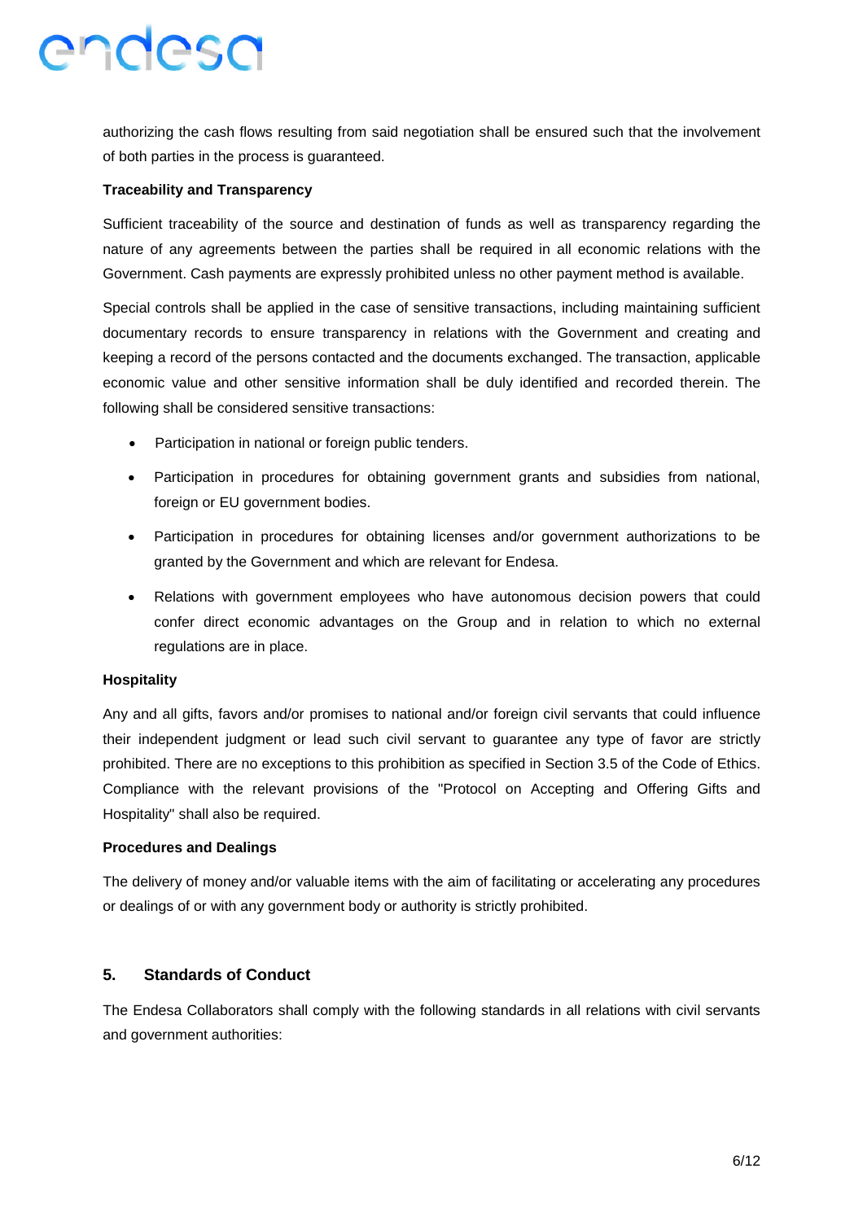authorizing the cash flows resulting from said negotiation shall be ensured such that the involvement of both parties in the process is guaranteed.

**Traceability and Transparency**

Sufficient traceability of the source and destination of funds as well as transparency regarding the nature of any agreements between the parties shall be required in all economic relations with the Government. Cash payments are expressly prohibited unless no other payment method is available.

Special controls shall be applied in the case of sensitive transactions, including maintaining sufficient documentary records to ensure transparency in relations with the Government and creating and keeping a record of the persons contacted and the documents exchanged. The transaction, applicable economic value and other sensitive information shall be duly identified and recorded therein. The following shall be considered sensitive transactions:

- Participation in national or foreign public tenders.
- Participation in procedures for obtaining government grants and subsidies from national, foreign or EU government bodies.
- Participation in procedures for obtaining licenses and/or government authorizations to be granted by the Government and which are relevant for Endesa.
- Relations with government employees who have autonomous decision powers that could confer direct economic advantages on the Group and in relation to which no external regulations are in place.

**Hospitality**

Any and all gifts, favors and/or promises to national and/or foreign civil servants that could influence their independent judgment or lead such civil servant to guarantee any type of favor are strictly prohibited. There are no exceptions to this prohibition as specified in Section 3.5 of the Code of Ethics. Compliance with the relevant provisions of the "Protocol on Accepting and Offering Gifts and Hospitality" shall also be required.

**Procedures and Dealings**

The delivery of money and/or valuable items with the aim of facilitating or accelerating any procedures or dealings of or with any government body or authority is strictly prohibited.

## 5. Standards of Conduct

The Endesa Collaborators shall comply with the following standards in all relations with civil servants and government authorities: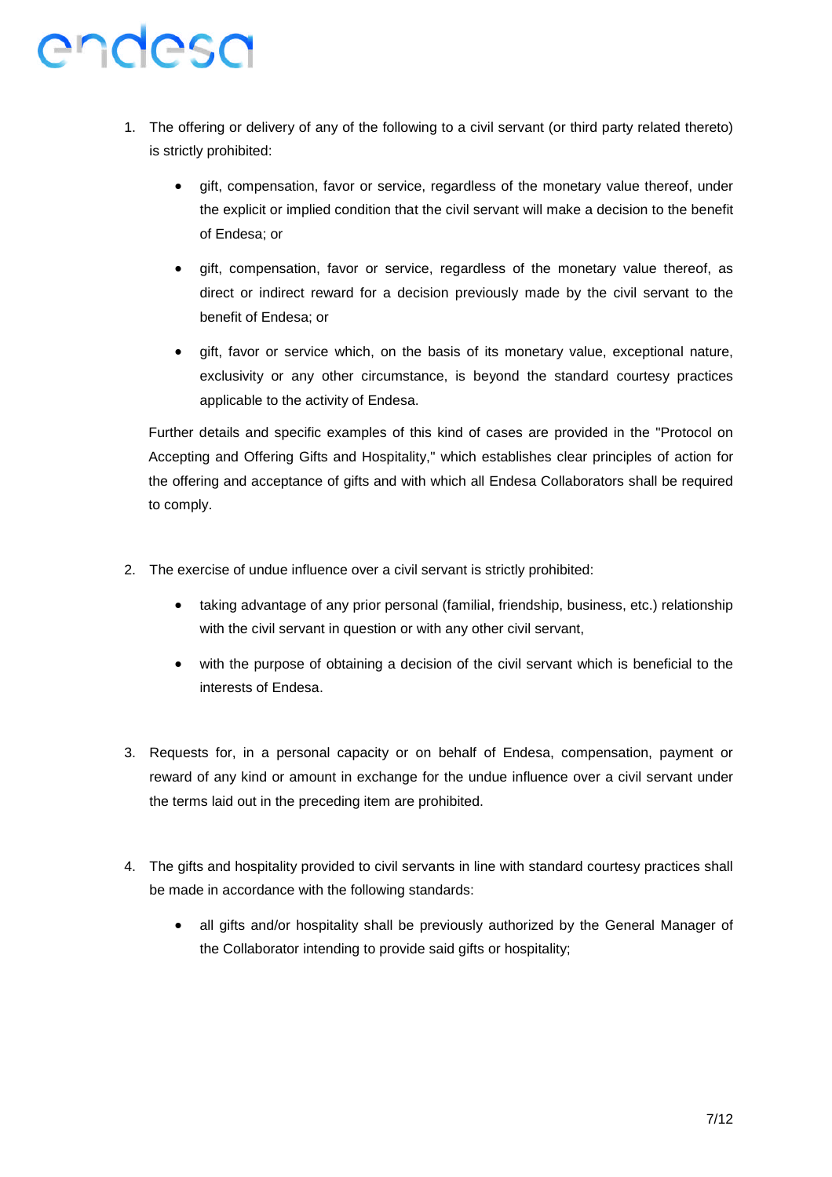1. The offering or delivery of any of the following to a civil servant (or third party related thereto) is strictly prohibited:

   - gift, compensation, favor or service, regardless of the monetary value thereof, under the explicit or implied condition that the civil servant will make a decision to the benefit of Endesa; or

   - gift, compensation, favor or service, regardless of the monetary value thereof, as direct or indirect reward for a decision previously made by the civil servant to the benefit of Endesa; or

   - gift, favor or service which, on the basis of its monetary value, exceptional nature, exclusivity or any other circumstance, is beyond the standard courtesy practices applicable to the activity of Endesa.

   Further details and specific examples of this kind of cases are provided in the "Protocol on Accepting and Offering Gifts and Hospitality," which establishes clear principles of action for the offering and acceptance of gifts and with which all Endesa Collaborators shall be required to comply.

2. The exercise of undue influence over a civil servant is strictly prohibited:

   - taking advantage of any prior personal (familial, friendship, business, etc.) relationship with the civil servant in question or with any other civil servant,

   - with the purpose of obtaining a decision of the civil servant which is beneficial to the interests of Endesa.

3. Requests for, in a personal capacity or on behalf of Endesa, compensation, payment or reward of any kind or amount in exchange for the undue influence over a civil servant under the terms laid out in the preceding item are prohibited.

4. The gifts and hospitality provided to civil servants in line with standard courtesy practices shall be made in accordance with the following standards:

   - all gifts and/or hospitality shall be previously authorized by the General Manager of the Collaborator intending to provide said gifts or hospitality;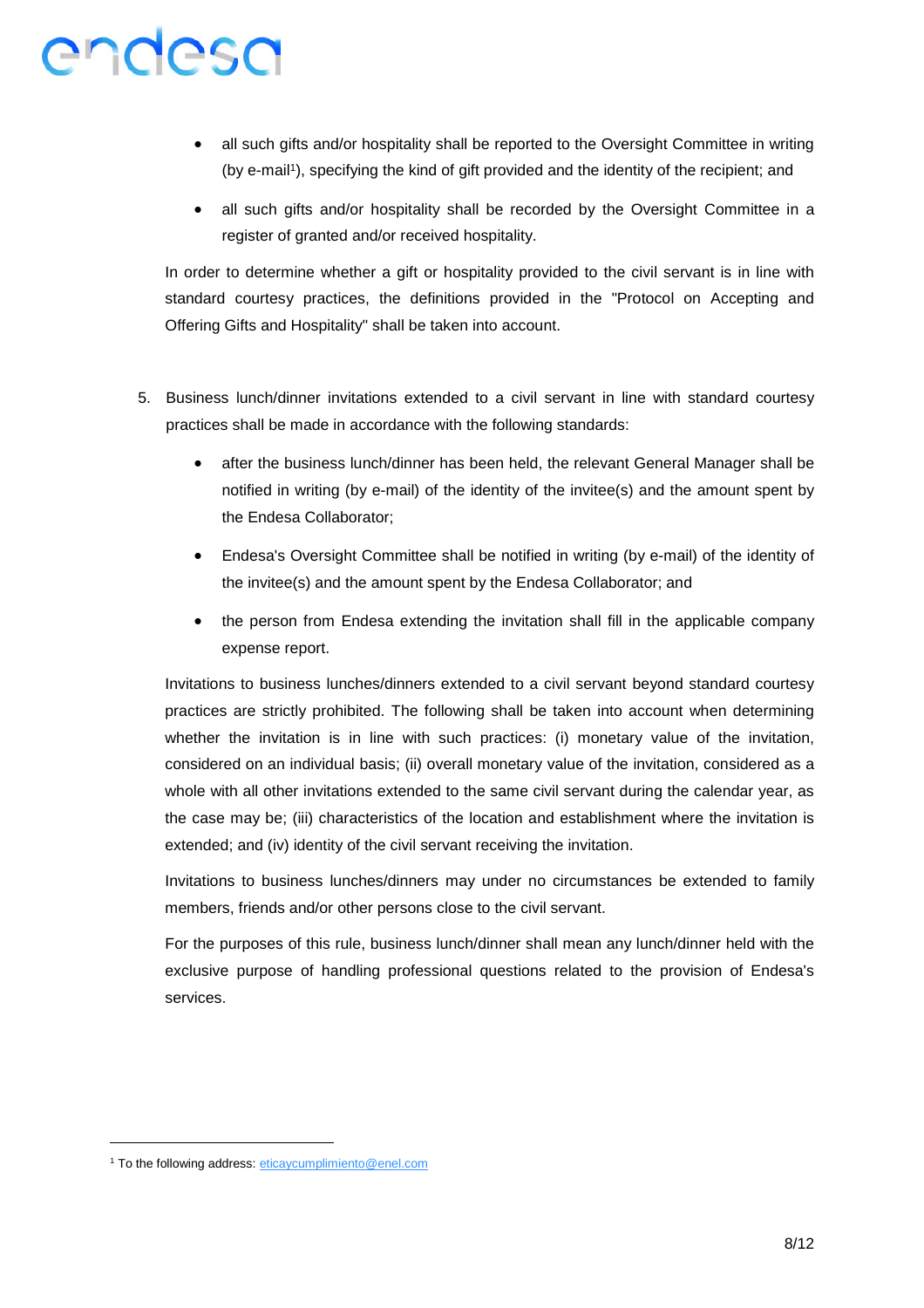- all such gifts and/or hospitality shall be reported to the Oversight Committee in writing (by e-mail[1]), specifying the kind of gift provided and the identity of the recipient; and
- all such gifts and/or hospitality shall be recorded by the Oversight Committee in a register of granted and/or received hospitality.

In order to determine whether a gift or hospitality provided to the civil servant is in line with standard courtesy practices, the definitions provided in the "Protocol on Accepting and Offering Gifts and Hospitality" shall be taken into account.

5. Business lunch/dinner invitations extended to a civil servant in line with standard courtesy practices shall be made in accordance with the following standards:

   - after the business lunch/dinner has been held, the relevant General Manager shall be notified in writing (by e-mail) of the identity of the invitee(s) and the amount spent by the Endesa Collaborator;
   - Endesa's Oversight Committee shall be notified in writing (by e-mail) of the identity of the invitee(s) and the amount spent by the Endesa Collaborator; and
   - the person from Endesa extending the invitation shall fill in the applicable company expense report.

   Invitations to business lunches/dinners extended to a civil servant beyond standard courtesy practices are strictly prohibited. The following shall be taken into account when determining whether the invitation is in line with such practices: (i) monetary value of the invitation, considered on an individual basis; (ii) overall monetary value of the invitation, considered as a whole with all other invitations extended to the same civil servant during the calendar year, as the case may be; (iii) characteristics of the location and establishment where the invitation is extended; and (iv) identity of the civil servant receiving the invitation.

   Invitations to business lunches/dinners may under no circumstances be extended to family members, friends and/or other persons close to the civil servant.

   For the purposes of this rule, business lunch/dinner shall mean any lunch/dinner held with the exclusive purpose of handling professional questions related to the provision of Endesa's services.

---

[1] To the following address: eticaycumplimiento@enel.com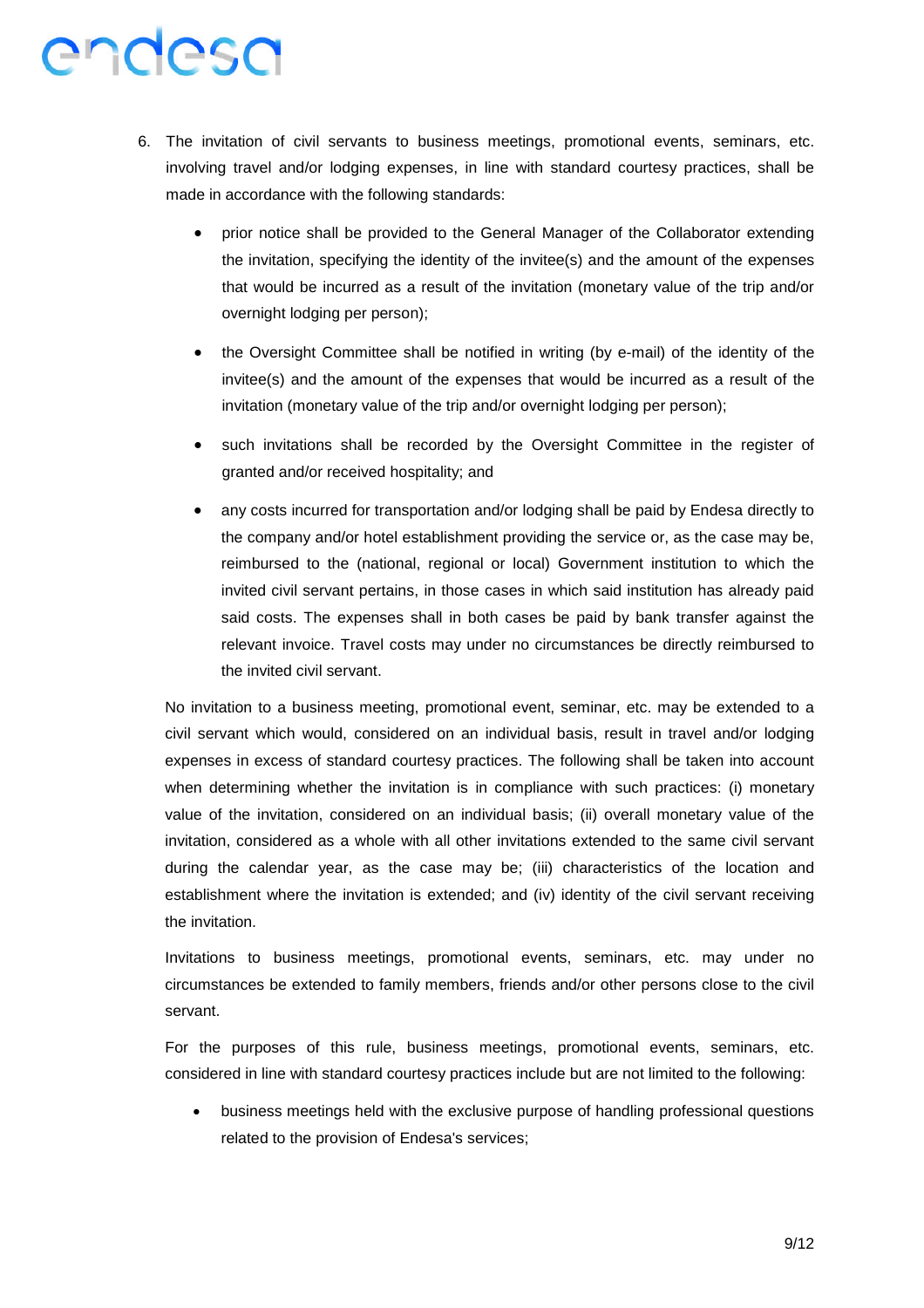6. The invitation of civil servants to business meetings, promotional events, seminars, etc. involving travel and/or lodging expenses, in line with standard courtesy practices, shall be made in accordance with the following standards:

   - prior notice shall be provided to the General Manager of the Collaborator extending the invitation, specifying the identity of the invitee(s) and the amount of the expenses that would be incurred as a result of the invitation (monetary value of the trip and/or overnight lodging per person);
   - the Oversight Committee shall be notified in writing (by e-mail) of the identity of the invitee(s) and the amount of the expenses that would be incurred as a result of the invitation (monetary value of the trip and/or overnight lodging per person);
   - such invitations shall be recorded by the Oversight Committee in the register of granted and/or received hospitality; and
   - any costs incurred for transportation and/or lodging shall be paid by Endesa directly to the company and/or hotel establishment providing the service or, as the case may be, reimbursed to the (national, regional or local) Government institution to which the invited civil servant pertains, in those cases in which said institution has already paid said costs. The expenses shall in both cases be paid by bank transfer against the relevant invoice. Travel costs may under no circumstances be directly reimbursed to the invited civil servant.

   No invitation to a business meeting, promotional event, seminar, etc. may be extended to a civil servant which would, considered on an individual basis, result in travel and/or lodging expenses in excess of standard courtesy practices. The following shall be taken into account when determining whether the invitation is in compliance with such practices: (i) monetary value of the invitation, considered on an individual basis; (ii) overall monetary value of the invitation, considered as a whole with all other invitations extended to the same civil servant during the calendar year, as the case may be; (iii) characteristics of the location and establishment where the invitation is extended; and (iv) identity of the civil servant receiving the invitation.

   Invitations to business meetings, promotional events, seminars, etc. may under no circumstances be extended to family members, friends and/or other persons close to the civil servant.

   For the purposes of this rule, business meetings, promotional events, seminars, etc. considered in line with standard courtesy practices include but are not limited to the following:

   - business meetings held with the exclusive purpose of handling professional questions related to the provision of Endesa's services;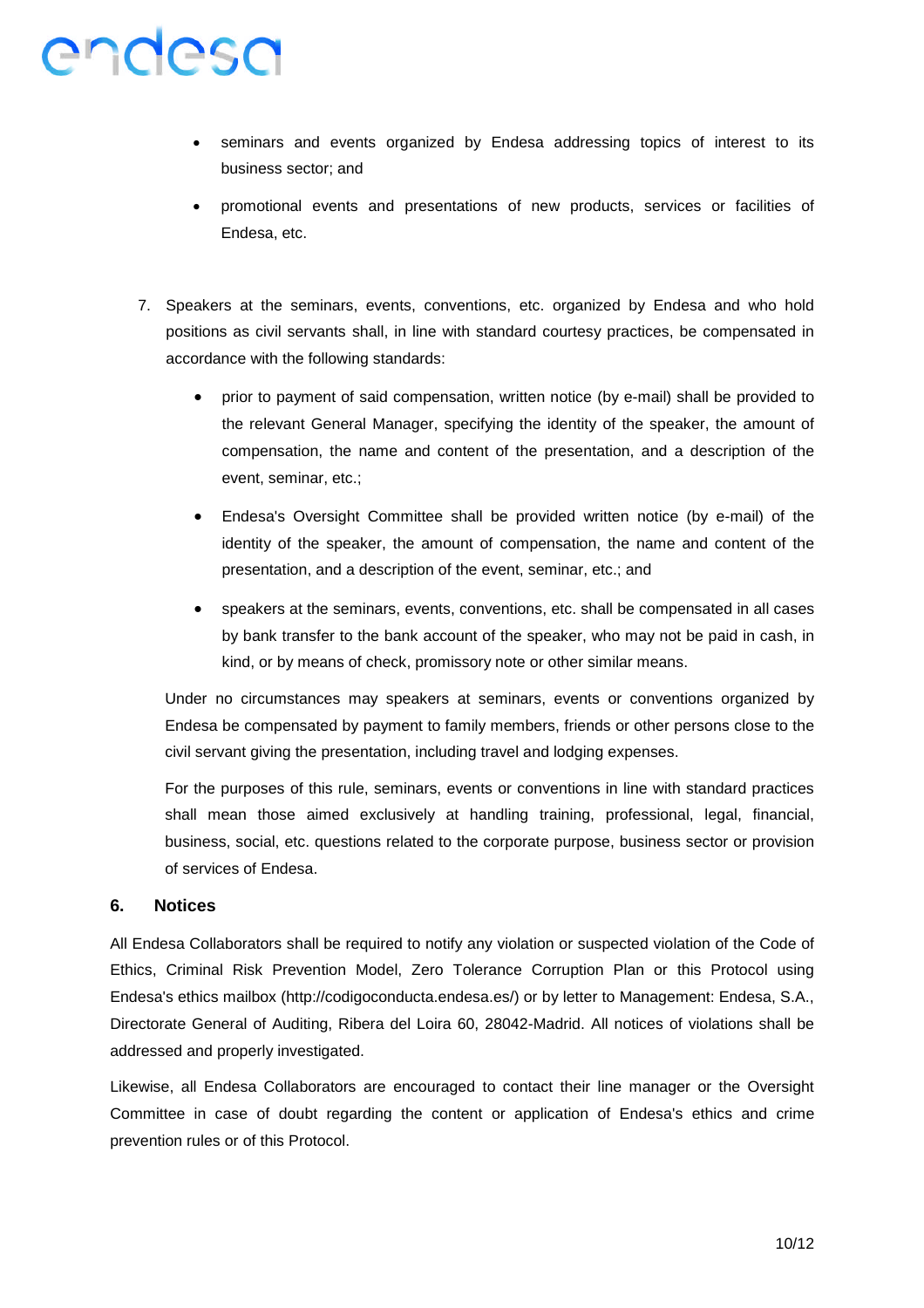- seminars and events organized by Endesa addressing topics of interest to its business sector; and
- promotional events and presentations of new products, services or facilities of Endesa, etc.

7. Speakers at the seminars, events, conventions, etc. organized by Endesa and who hold positions as civil servants shall, in line with standard courtesy practices, be compensated in accordance with the following standards:

   - prior to payment of said compensation, written notice (by e-mail) shall be provided to the relevant General Manager, specifying the identity of the speaker, the amount of compensation, the name and content of the presentation, and a description of the event, seminar, etc.;
   - Endesa's Oversight Committee shall be provided written notice (by e-mail) of the identity of the speaker, the amount of compensation, the name and content of the presentation, and a description of the event, seminar, etc.; and
   - speakers at the seminars, events, conventions, etc. shall be compensated in all cases by bank transfer to the bank account of the speaker, who may not be paid in cash, in kind, or by means of check, promissory note or other similar means.

   Under no circumstances may speakers at seminars, events or conventions organized by Endesa be compensated by payment to family members, friends or other persons close to the civil servant giving the presentation, including travel and lodging expenses.

   For the purposes of this rule, seminars, events or conventions in line with standard practices shall mean those aimed exclusively at handling training, professional, legal, financial, business, social, etc. questions related to the corporate purpose, business sector or provision of services of Endesa.

## 6. Notices

All Endesa Collaborators shall be required to notify any violation or suspected violation of the Code of Ethics, Criminal Risk Prevention Model, Zero Tolerance Corruption Plan or this Protocol using Endesa's ethics mailbox (http://codigoconducta.endesa.es/) or by letter to Management: Endesa, S.A., Directorate General of Auditing, Ribera del Loira 60, 28042-Madrid. All notices of violations shall be addressed and properly investigated.

Likewise, all Endesa Collaborators are encouraged to contact their line manager or the Oversight Committee in case of doubt regarding the content or application of Endesa's ethics and crime prevention rules or of this Protocol.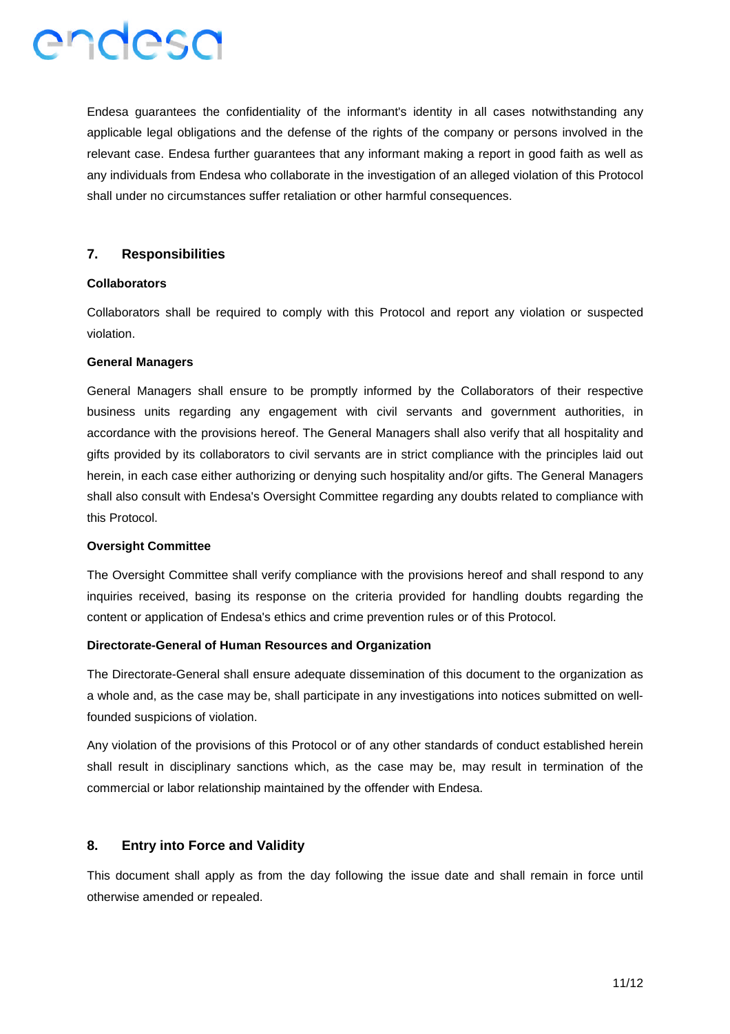Endesa guarantees the confidentiality of the informant's identity in all cases notwithstanding any applicable legal obligations and the defense of the rights of the company or persons involved in the relevant case. Endesa further guarantees that any informant making a report in good faith as well as any individuals from Endesa who collaborate in the investigation of an alleged violation of this Protocol shall under no circumstances suffer retaliation or other harmful consequences.

## 7. Responsibilities

**Collaborators**

Collaborators shall be required to comply with this Protocol and report any violation or suspected violation.

**General Managers**

General Managers shall ensure to be promptly informed by the Collaborators of their respective business units regarding any engagement with civil servants and government authorities, in accordance with the provisions hereof. The General Managers shall also verify that all hospitality and gifts provided by its collaborators to civil servants are in strict compliance with the principles laid out herein, in each case either authorizing or denying such hospitality and/or gifts. The General Managers shall also consult with Endesa's Oversight Committee regarding any doubts related to compliance with this Protocol.

**Oversight Committee**

The Oversight Committee shall verify compliance with the provisions hereof and shall respond to any inquiries received, basing its response on the criteria provided for handling doubts regarding the content or application of Endesa's ethics and crime prevention rules or of this Protocol.

**Directorate-General of Human Resources and Organization**

The Directorate-General shall ensure adequate dissemination of this document to the organization as a whole and, as the case may be, shall participate in any investigations into notices submitted on well-founded suspicions of violation.

Any violation of the provisions of this Protocol or of any other standards of conduct established herein shall result in disciplinary sanctions which, as the case may be, may result in termination of the commercial or labor relationship maintained by the offender with Endesa.

## 8. Entry into Force and Validity

This document shall apply as from the day following the issue date and shall remain in force until otherwise amended or repealed.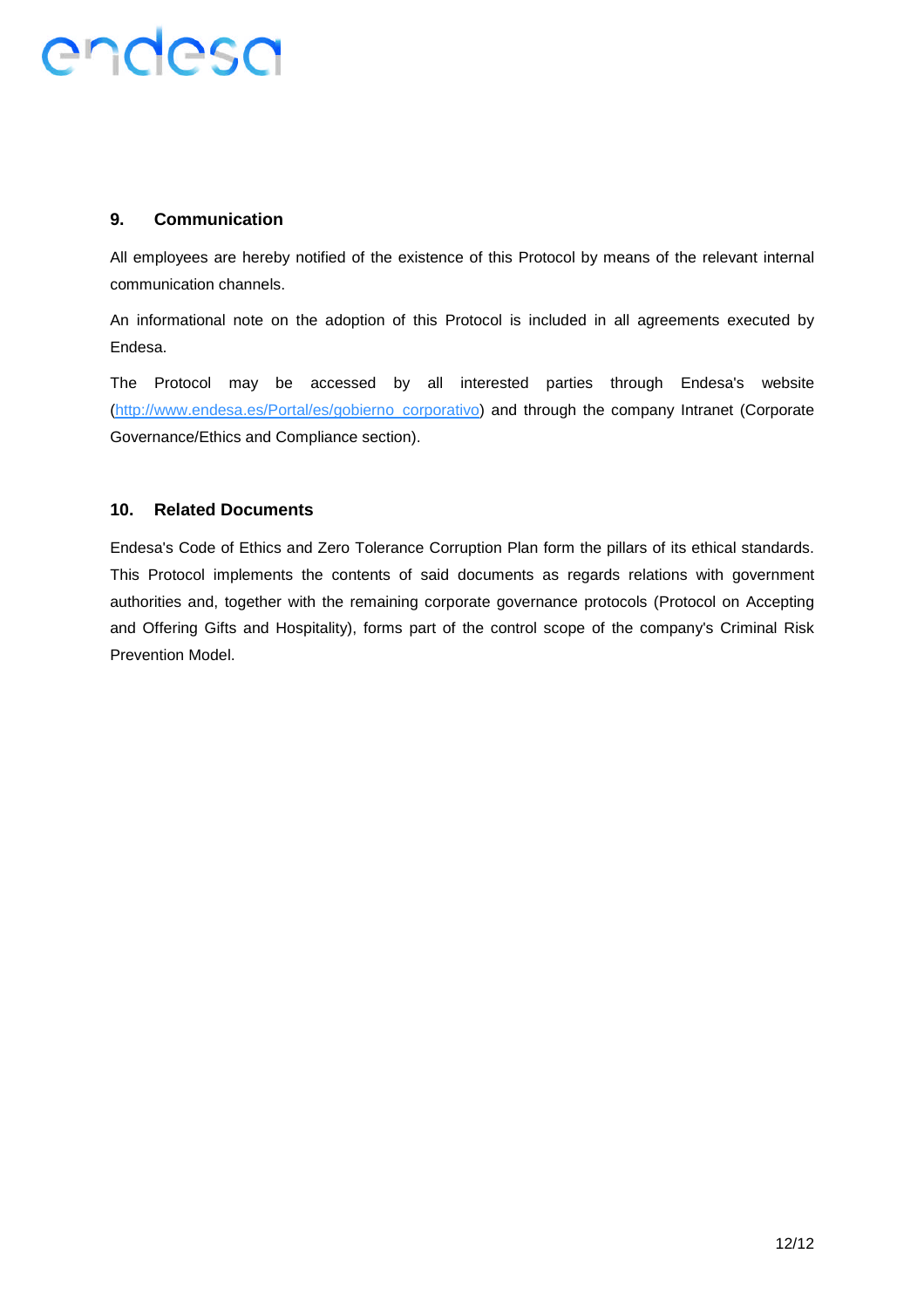## 9. Communication

All employees are hereby notified of the existence of this Protocol by means of the relevant internal communication channels.

An informational note on the adoption of this Protocol is included in all agreements executed by Endesa.

The Protocol may be accessed by all interested parties through Endesa's website (http://www.endesa.es/Portal/es/gobierno_corporativo) and through the company Intranet (Corporate Governance/Ethics and Compliance section).

## 10. Related Documents

Endesa's Code of Ethics and Zero Tolerance Corruption Plan form the pillars of its ethical standards. This Protocol implements the contents of said documents as regards relations with government authorities and, together with the remaining corporate governance protocols (Protocol on Accepting and Offering Gifts and Hospitality), forms part of the control scope of the company's Criminal Risk Prevention Model.